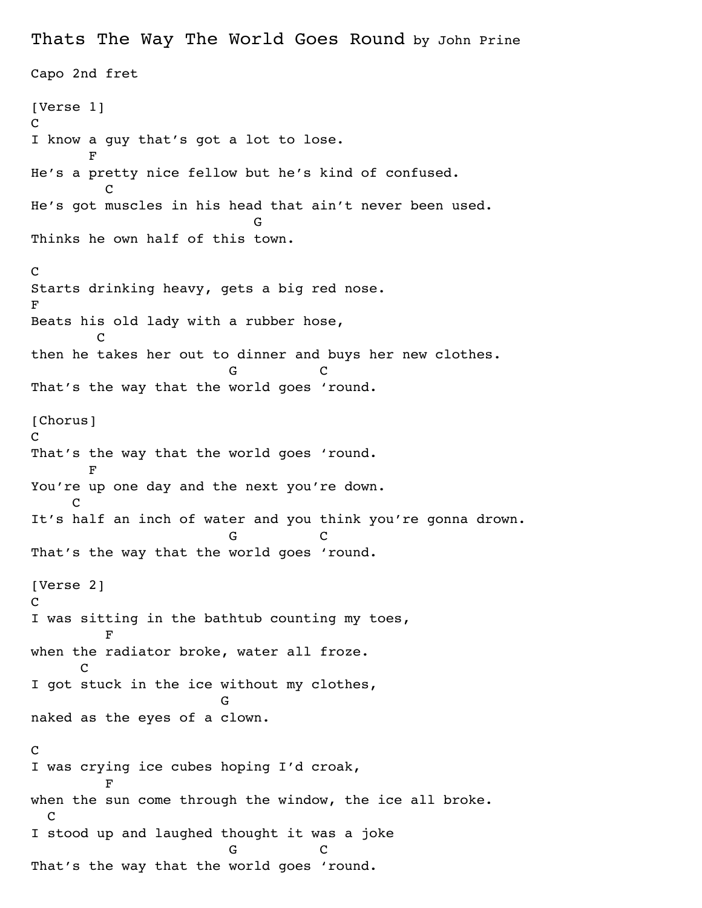# Thats The Way The World Goes Round by John Prine

Capo 2nd fret

```
[Verse 1]
C
I know a guy that's got a lot to lose.
       F
He's a pretty nice fellow but he's kind of confused.
         C
He's got muscles in his head that ain't never been used.
                            G
Thinks he own half of this town.

C
Starts drinking heavy, gets a big red nose.
F
Beats his old lady with a rubber hose,
        C
then he takes her out to dinner and buys her new clothes.
                         G          C
That's the way that the world goes 'round.

[Chorus]
C
That's the way that the world goes 'round.
       F
You're up one day and the next you're down.
     C
It's half an inch of water and you think you're gonna drown.
                         G          C
That's the way that the world goes 'round.

[Verse 2]
C
I was sitting in the bathtub counting my toes,
         F
when the radiator broke, water all froze.
      C
I got stuck in the ice without my clothes,
                        G
naked as the eyes of a clown.

C
I was crying ice cubes hoping I'd croak,
         F
when the sun come through the window, the ice all broke.
  C
I stood up and laughed thought it was a joke
                         G          C
That's the way that the world goes 'round.
```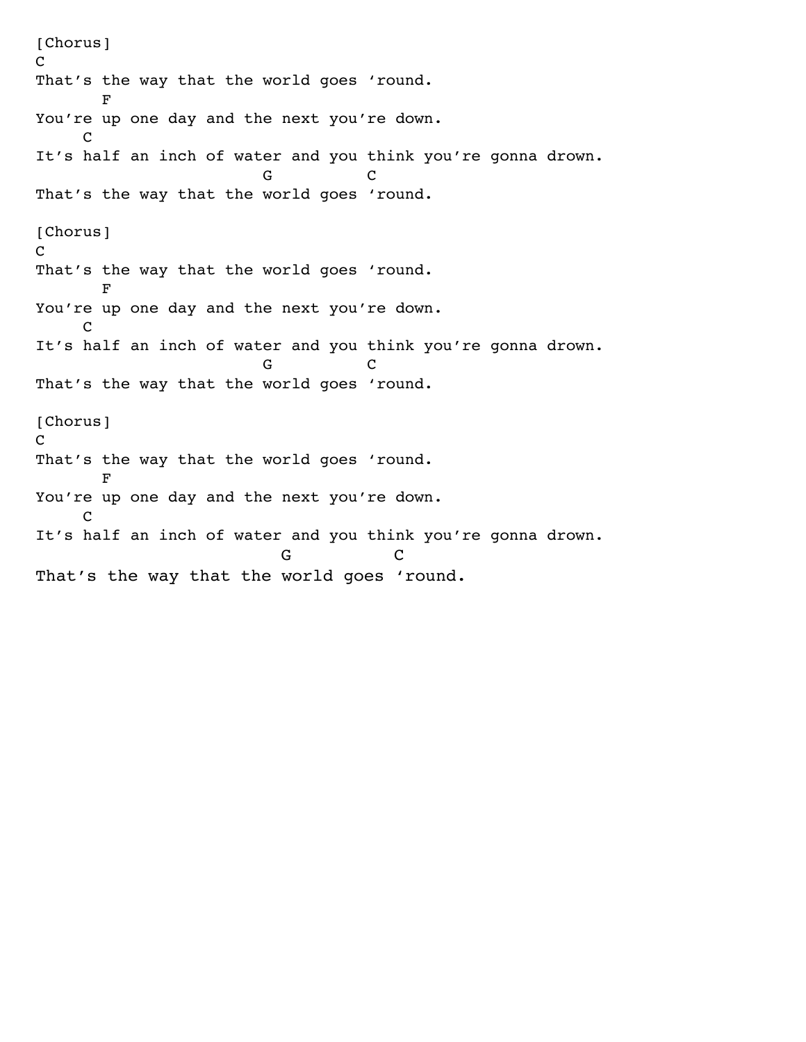```
[Chorus]
C
That’s the way that the world goes ‘round.
       F
You’re up one day and the next you’re down.
     C
It’s half an inch of water and you think you’re gonna drown.
                        G         C
That’s the way that the world goes ‘round.

[Chorus]
C
That’s the way that the world goes ‘round.
       F
You’re up one day and the next you’re down.
     C
It’s half an inch of water and you think you’re gonna drown.
                        G         C
That’s the way that the world goes ‘round.

[Chorus]
C
That’s the way that the world goes ‘round.
       F
You’re up one day and the next you’re down.
     C
It’s half an inch of water and you think you’re gonna drown.
                        G         C
That’s the way that the world goes ‘round.
```